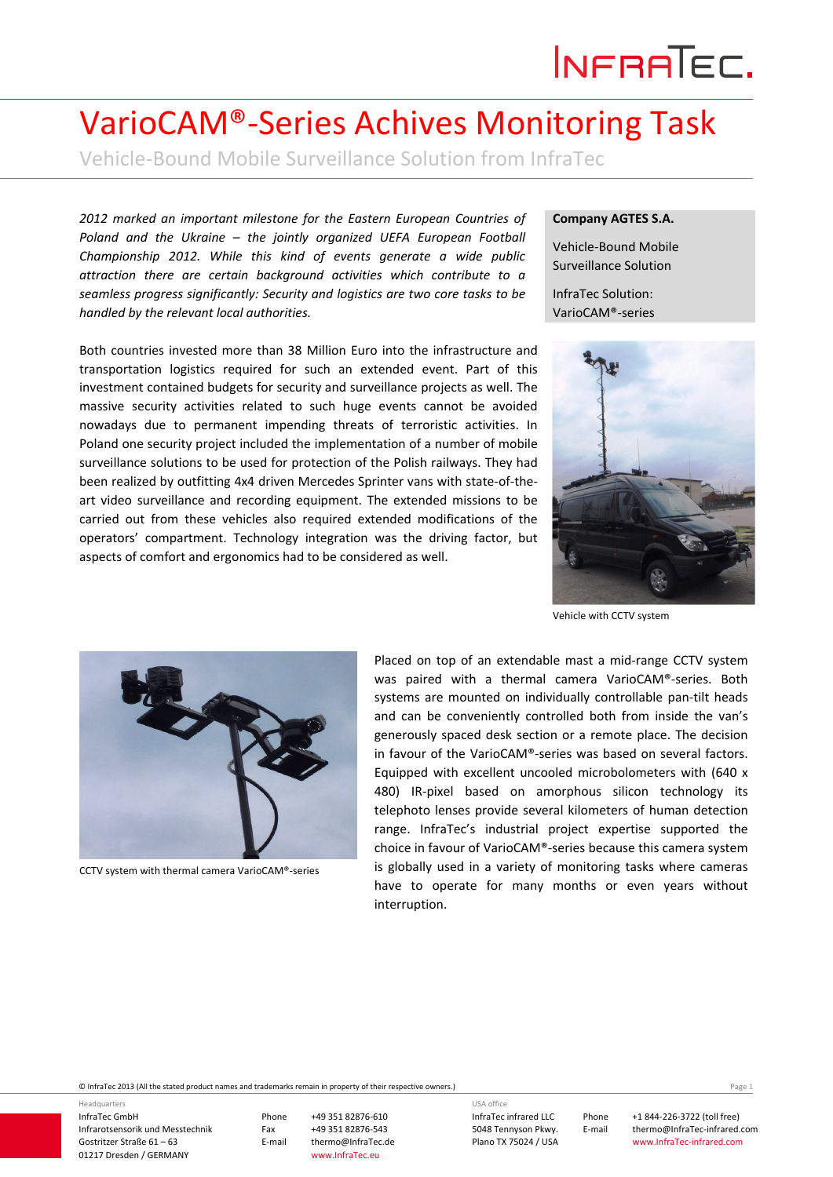# VarioCAM®-Series Achives Monitoring Task

Vehicle-Bound Mobile Surveillance Solution from InfraTec

*2012 marked an important milestone for the Eastern European Countries of Poland and the Ukraine – the jointly organized UEFA European Football Championship 2012. While this kind of events generate a wide public attraction there are certain background activities which contribute to a seamless progress significantly: Security and logistics are two core tasks to be handled by the relevant local authorities.*

**Company AGTES S.A.**

Vehicle-Bound Mobile Surveillance Solution

InfraTec Solution: VarioCAM®-series

Both countries invested more than 38 Million Euro into the infrastructure and transportation logistics required for such an extended event. Part of this investment contained budgets for security and surveillance projects as well. The massive security activities related to such huge events cannot be avoided nowadays due to permanent impending threats of terroristic activities. In Poland one security project included the implementation of a number of mobile surveillance solutions to be used for protection of the Polish railways. They had been realized by outfitting 4x4 driven Mercedes Sprinter vans with state-of-the-art video surveillance and recording equipment. The extended missions to be carried out from these vehicles also required extended modifications of the operators' compartment. Technology integration was the driving factor, but aspects of comfort and ergonomics had to be considered as well.

Vehicle with CCTV system

CCTV system with thermal camera VarioCAM®-series

Placed on top of an extendable mast a mid-range CCTV system was paired with a thermal camera VarioCAM®-series. Both systems are mounted on individually controllable pan-tilt heads and can be conveniently controlled both from inside the van's generously spaced desk section or a remote place. The decision in favour of the VarioCAM®-series was based on several factors. Equipped with excellent uncooled microbolometers with (640 x 480) IR-pixel based on amorphous silicon technology its telephoto lenses provide several kilometers of human detection range. InfraTec's industrial project expertise supported the choice in favour of VarioCAM®-series because this camera system is globally used in a variety of monitoring tasks where cameras have to operate for many months or even years without interruption.

© InfraTec 2013 (All the stated product names and trademarks remain in property of their respective owners.)

Headquarters
InfraTec GmbH
Infrarotsensorik und Messtechnik
Gostritzer Straße 61 – 63
01217 Dresden / GERMANY

Phone +49 351 82876-610
Fax +49 351 82876-543
E-mail thermo@InfraTec.de
www.InfraTec.eu

USA office
InfraTec infrared LLC
5048 Tennyson Pkwy.
Plano TX 75024 / USA

Phone +1 844-226-3722 (toll free)
E-mail thermo@InfraTec-infrared.com
www.InfraTec-infrared.com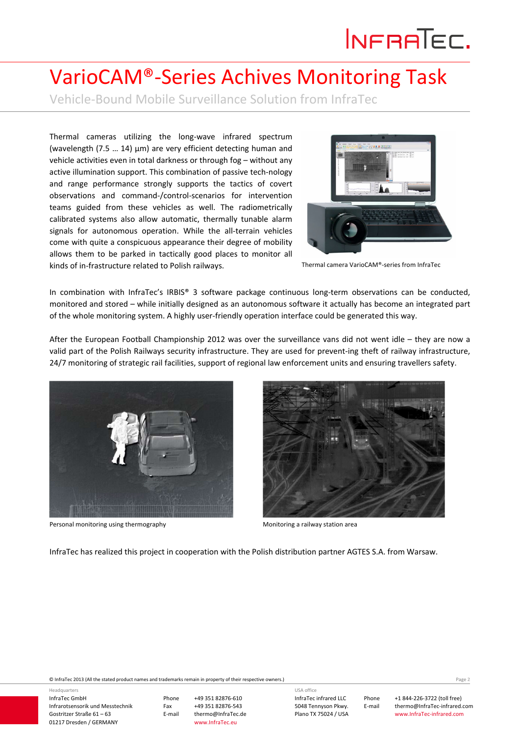# VarioCAM®-Series Achives Monitoring Task

## Vehicle-Bound Mobile Surveillance Solution from InfraTec

Thermal cameras utilizing the long-wave infrared spectrum (wavelength (7.5 … 14) µm) are very efficient detecting human and vehicle activities even in total darkness or through fog – without any active illumination support. This combination of passive tech-nology and range performance strongly supports the tactics of covert observations and command-/control-scenarios for intervention teams guided from these vehicles as well. The radiometrically calibrated systems also allow automatic, thermally tunable alarm signals for autonomous operation. While the all-terrain vehicles come with quite a conspicuous appearance their degree of mobility allows them to be parked in tactically good places to monitor all kinds of in-frastructure related to Polish railways.

Thermal camera VarioCAM®-series from InfraTec

In combination with InfraTec's IRBIS® 3 software package continuous long-term observations can be conducted, monitored and stored – while initially designed as an autonomous software it actually has become an integrated part of the whole monitoring system. A highly user-friendly operation interface could be generated this way.

After the European Football Championship 2012 was over the surveillance vans did not went idle – they are now a valid part of the Polish Railways security infrastructure. They are used for prevent-ing theft of railway infrastructure, 24/7 monitoring of strategic rail facilities, support of regional law enforcement units and ensuring travellers safety.

Personal monitoring using thermography

Monitoring a railway station area

InfraTec has realized this project in cooperation with the Polish distribution partner AGTES S.A. from Warsaw.

© InfraTec 2013 (All the stated product names and trademarks remain in property of their respective owners.)

Headquarters
InfraTec GmbH
Infrarotsensorik und Messtechnik
Gostritzer Straße 61 – 63
01217 Dresden / GERMANY

Phone +49 351 82876-610
Fax +49 351 82876-543
E-mail thermo@InfraTec.de
www.InfraTec.eu

USA office
InfraTec infrared LLC
5048 Tennyson Pkwy.
Plano TX 75024 / USA

Phone +1 844-226-3722 (toll free)
E-mail thermo@InfraTec-infrared.com
www.InfraTec-infrared.com